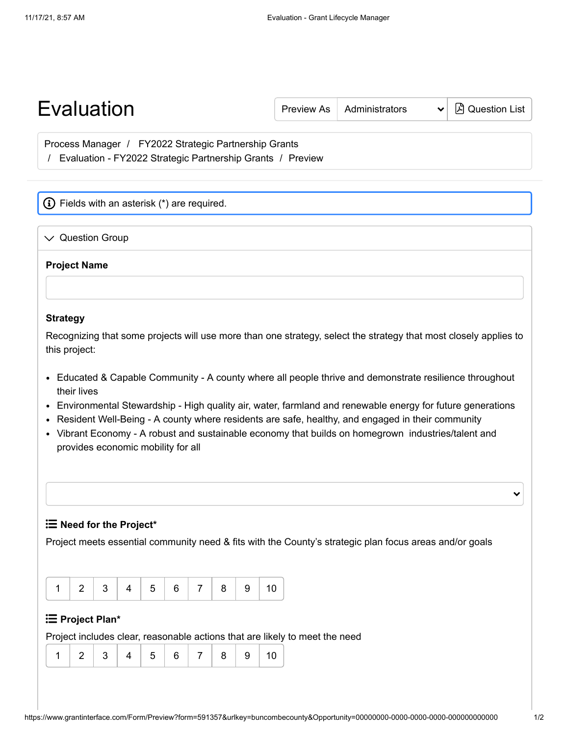# Evaluation

Preview As | Administrators | Question List

Process Manager / FY2022 Strategic Partnership Grants / Evaluation - FY2022 Strategic Partnership Grants / Preview

Fields with an asterisk (*) are required.

## Question Group

**Project Name**

**Strategy**

Recognizing that some projects will use more than one strategy, select the strategy that most closely applies to this project:

- Educated & Capable Community - A county where all people thrive and demonstrate resilience throughout their lives
- Environmental Stewardship - High quality air, water, farmland and renewable energy for future generations
- Resident Well-Being - A county where residents are safe, healthy, and engaged in their community
- Vibrant Economy - A robust and sustainable economy that builds on homegrown industries/talent and provides economic mobility for all

**Need for the Project***

Project meets essential community need & fits with the County's strategic plan focus areas and/or goals

| 1 | 2 | 3 | 4 | 5 | 6 | 7 | 8 | 9 | 10 |
|---|---|---|---|---|---|---|---|---|---|

**Project Plan***

Project includes clear, reasonable actions that are likely to meet the need

| 1 | 2 | 3 | 4 | 5 | 6 | 7 | 8 | 9 | 10 |
|---|---|---|---|---|---|---|---|---|---|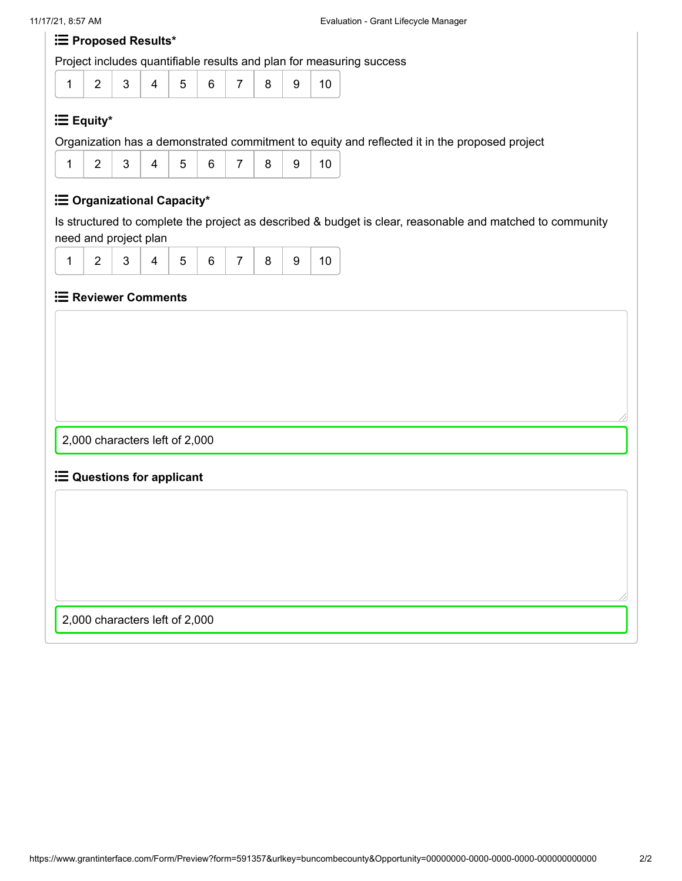### Proposed Results*

Project includes quantifiable results and plan for measuring success

| 1 | 2 | 3 | 4 | 5 | 6 | 7 | 8 | 9 | 10 |
|---|---|---|---|---|---|---|---|---|---|

### Equity*

Organization has a demonstrated commitment to equity and reflected it in the proposed project

| 1 | 2 | 3 | 4 | 5 | 6 | 7 | 8 | 9 | 10 |
|---|---|---|---|---|---|---|---|---|---|

### Organizational Capacity*

Is structured to complete the project as described & budget is clear, reasonable and matched to community need and project plan

| 1 | 2 | 3 | 4 | 5 | 6 | 7 | 8 | 9 | 10 |
|---|---|---|---|---|---|---|---|---|---|

### Reviewer Comments

2,000 characters left of 2,000

### Questions for applicant

2,000 characters left of 2,000